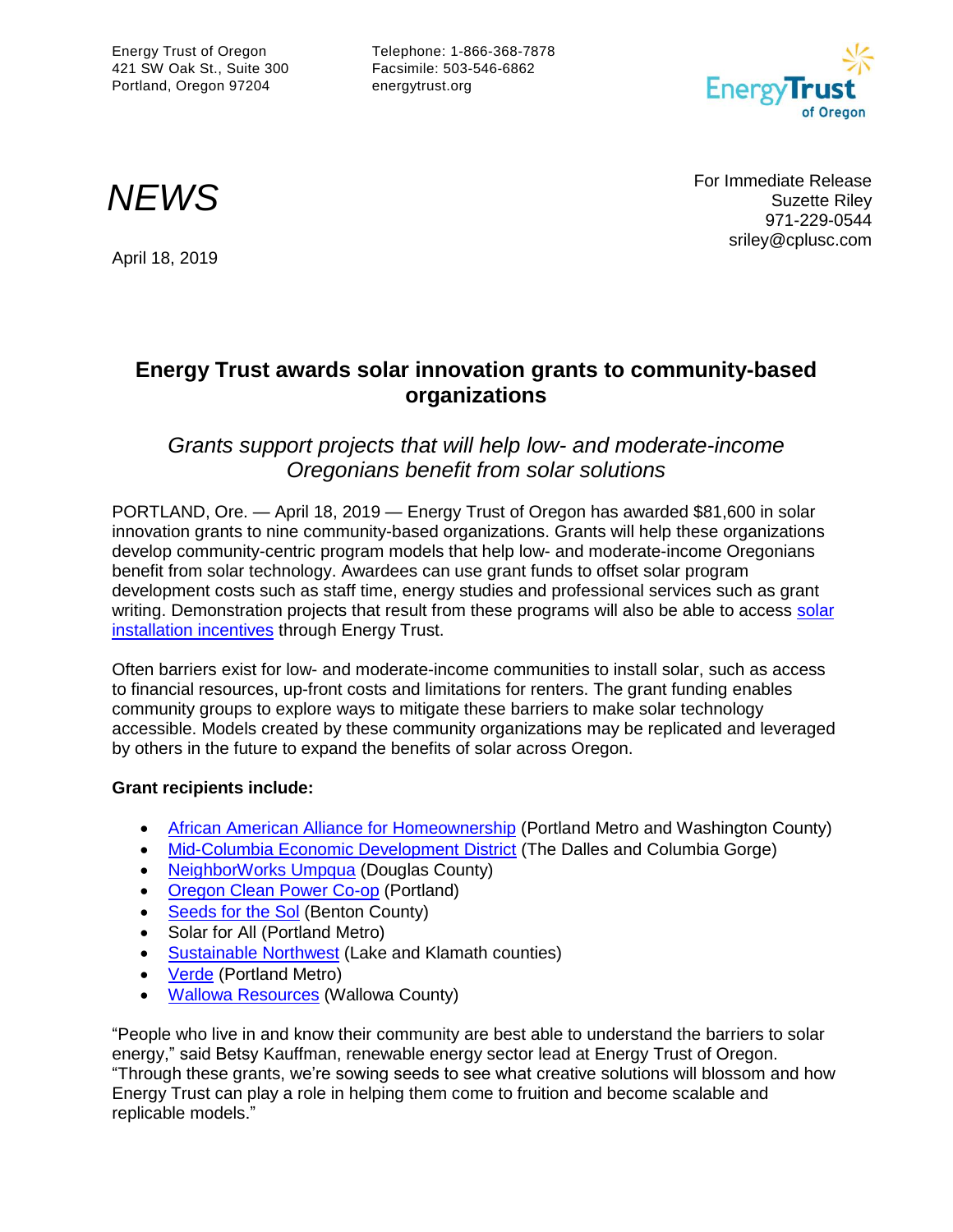Energy Trust of Oregon
421 SW Oak St., Suite 300
Portland, Oregon 97204

Telephone: 1-866-368-7878
Facsimile: 503-546-6862
energytrust.org

# *NEWS*

April 18, 2019

For Immediate Release
Suzette Riley
971-229-0544
sriley@cplusc.com

## Energy Trust awards solar innovation grants to community-based organizations

### *Grants support projects that will help low- and moderate-income Oregonians benefit from solar solutions*

PORTLAND, Ore. — April 18, 2019 — Energy Trust of Oregon has awarded $81,600 in solar innovation grants to nine community-based organizations. Grants will help these organizations develop community-centric program models that help low- and moderate-income Oregonians benefit from solar technology. Awardees can use grant funds to offset solar program development costs such as staff time, energy studies and professional services such as grant writing. Demonstration projects that result from these programs will also be able to access solar installation incentives through Energy Trust.

Often barriers exist for low- and moderate-income communities to install solar, such as access to financial resources, up-front costs and limitations for renters. The grant funding enables community groups to explore ways to mitigate these barriers to make solar technology accessible. Models created by these community organizations may be replicated and leveraged by others in the future to expand the benefits of solar across Oregon.

**Grant recipients include:**

- African American Alliance for Homeownership (Portland Metro and Washington County)
- Mid-Columbia Economic Development District (The Dalles and Columbia Gorge)
- NeighborWorks Umpqua (Douglas County)
- Oregon Clean Power Co-op (Portland)
- Seeds for the Sol (Benton County)
- Solar for All (Portland Metro)
- Sustainable Northwest (Lake and Klamath counties)
- Verde (Portland Metro)
- Wallowa Resources (Wallowa County)

"People who live in and know their community are best able to understand the barriers to solar energy," said Betsy Kauffman, renewable energy sector lead at Energy Trust of Oregon. "Through these grants, we're sowing seeds to see what creative solutions will blossom and how Energy Trust can play a role in helping them come to fruition and become scalable and replicable models."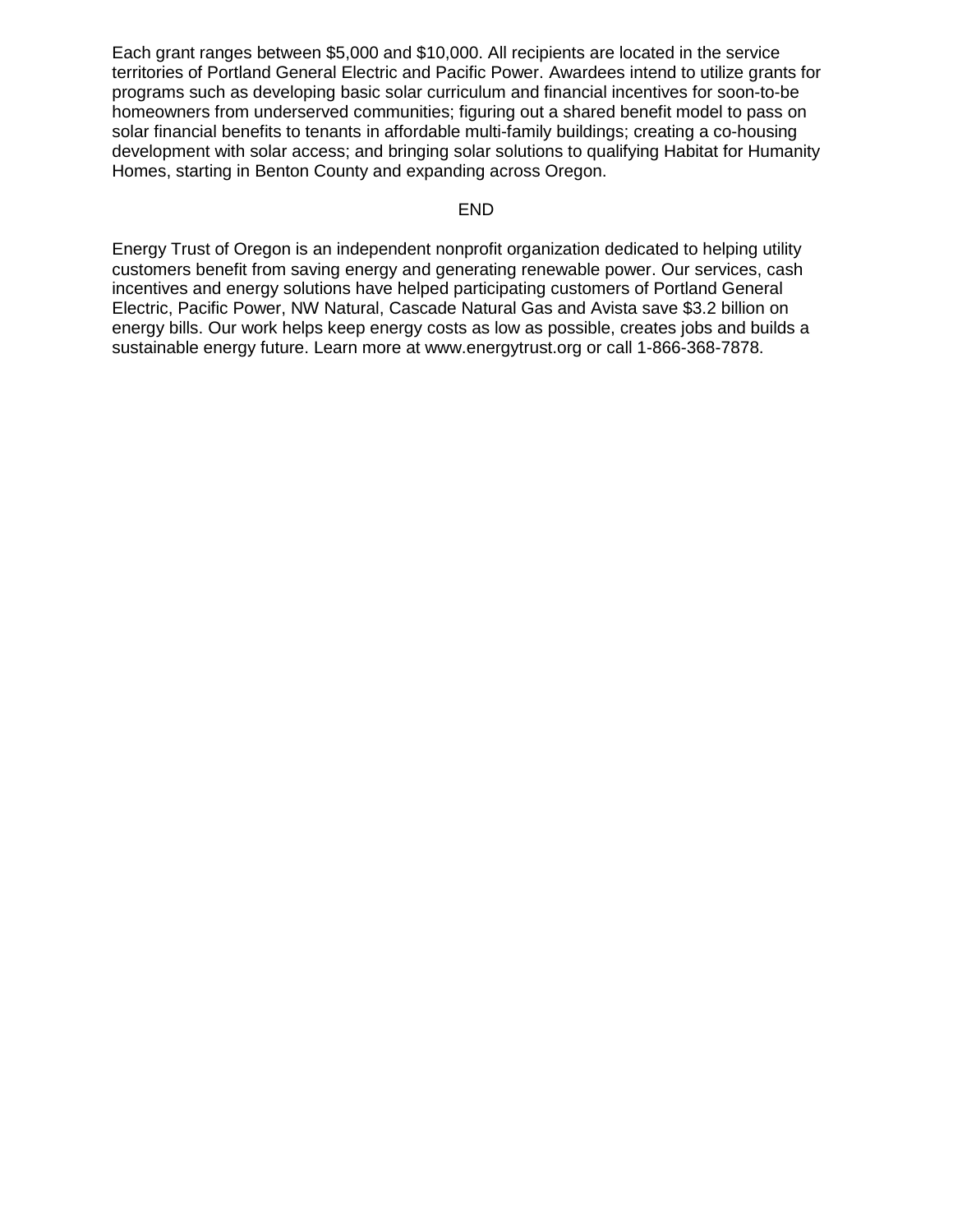Each grant ranges between $5,000 and $10,000. All recipients are located in the service territories of Portland General Electric and Pacific Power. Awardees intend to utilize grants for programs such as developing basic solar curriculum and financial incentives for soon-to-be homeowners from underserved communities; figuring out a shared benefit model to pass on solar financial benefits to tenants in affordable multi-family buildings; creating a co-housing development with solar access; and bringing solar solutions to qualifying Habitat for Humanity Homes, starting in Benton County and expanding across Oregon.

END

Energy Trust of Oregon is an independent nonprofit organization dedicated to helping utility customers benefit from saving energy and generating renewable power. Our services, cash incentives and energy solutions have helped participating customers of Portland General Electric, Pacific Power, NW Natural, Cascade Natural Gas and Avista save $3.2 billion on energy bills. Our work helps keep energy costs as low as possible, creates jobs and builds a sustainable energy future. Learn more at www.energytrust.org or call 1-866-368-7878.